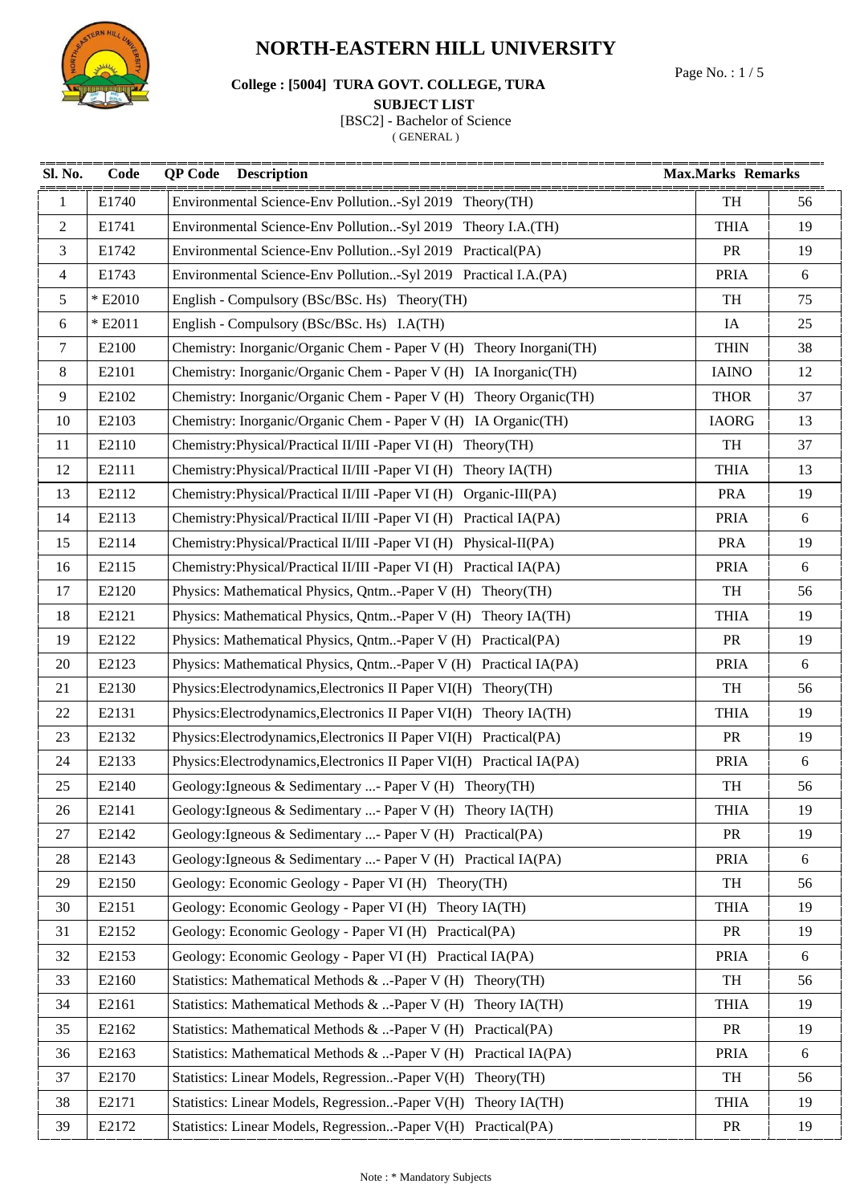# NORTH-EASTERN HILL UNIVERSITY

**College : [5004] TURA GOVT. COLLEGE, TURA**

**SUBJECT LIST**

[BSC2] - Bachelor of Science

( GENERAL )

| Sl. No. | Code | QP Code Description | Max.Marks | Remarks |
|---|---|---|---|---|
| 1 | E1740 | Environmental Science-Env Pollution..-Syl 2019 Theory(TH) | TH | 56 |
| 2 | E1741 | Environmental Science-Env Pollution..-Syl 2019 Theory I.A.(TH) | THIA | 19 |
| 3 | E1742 | Environmental Science-Env Pollution..-Syl 2019 Practical(PA) | PR | 19 |
| 4 | E1743 | Environmental Science-Env Pollution..-Syl 2019 Practical I.A.(PA) | PRIA | 6 |
| 5 | * E2010 | English - Compulsory (BSc/BSc. Hs) Theory(TH) | TH | 75 |
| 6 | * E2011 | English - Compulsory (BSc/BSc. Hs) I.A(TH) | IA | 25 |
| 7 | E2100 | Chemistry: Inorganic/Organic Chem - Paper V (H) Theory Inorgani(TH) | THIN | 38 |
| 8 | E2101 | Chemistry: Inorganic/Organic Chem - Paper V (H) IA Inorganic(TH) | IAINO | 12 |
| 9 | E2102 | Chemistry: Inorganic/Organic Chem - Paper V (H) Theory Organic(TH) | THOR | 37 |
| 10 | E2103 | Chemistry: Inorganic/Organic Chem - Paper V (H) IA Organic(TH) | IAORG | 13 |
| 11 | E2110 | Chemistry:Physical/Practical II/III -Paper VI (H) Theory(TH) | TH | 37 |
| 12 | E2111 | Chemistry:Physical/Practical II/III -Paper VI (H) Theory IA(TH) | THIA | 13 |
| 13 | E2112 | Chemistry:Physical/Practical II/III -Paper VI (H) Organic-III(PA) | PRA | 19 |
| 14 | E2113 | Chemistry:Physical/Practical II/III -Paper VI (H) Practical IA(PA) | PRIA | 6 |
| 15 | E2114 | Chemistry:Physical/Practical II/III -Paper VI (H) Physical-II(PA) | PRA | 19 |
| 16 | E2115 | Chemistry:Physical/Practical II/III -Paper VI (H) Practical IA(PA) | PRIA | 6 |
| 17 | E2120 | Physics: Mathematical Physics, Qntm..-Paper V (H) Theory(TH) | TH | 56 |
| 18 | E2121 | Physics: Mathematical Physics, Qntm..-Paper V (H) Theory IA(TH) | THIA | 19 |
| 19 | E2122 | Physics: Mathematical Physics, Qntm..-Paper V (H) Practical(PA) | PR | 19 |
| 20 | E2123 | Physics: Mathematical Physics, Qntm..-Paper V (H) Practical IA(PA) | PRIA | 6 |
| 21 | E2130 | Physics:Electrodynamics,Electronics II Paper VI(H) Theory(TH) | TH | 56 |
| 22 | E2131 | Physics:Electrodynamics,Electronics II Paper VI(H) Theory IA(TH) | THIA | 19 |
| 23 | E2132 | Physics:Electrodynamics,Electronics II Paper VI(H) Practical(PA) | PR | 19 |
| 24 | E2133 | Physics:Electrodynamics,Electronics II Paper VI(H) Practical IA(PA) | PRIA | 6 |
| 25 | E2140 | Geology:Igneous & Sedimentary ...- Paper V (H) Theory(TH) | TH | 56 |
| 26 | E2141 | Geology:Igneous & Sedimentary ...- Paper V (H) Theory IA(TH) | THIA | 19 |
| 27 | E2142 | Geology:Igneous & Sedimentary ...- Paper V (H) Practical(PA) | PR | 19 |
| 28 | E2143 | Geology:Igneous & Sedimentary ...- Paper V (H) Practical IA(PA) | PRIA | 6 |
| 29 | E2150 | Geology: Economic Geology - Paper VI (H) Theory(TH) | TH | 56 |
| 30 | E2151 | Geology: Economic Geology - Paper VI (H) Theory IA(TH) | THIA | 19 |
| 31 | E2152 | Geology: Economic Geology - Paper VI (H) Practical(PA) | PR | 19 |
| 32 | E2153 | Geology: Economic Geology - Paper VI (H) Practical IA(PA) | PRIA | 6 |
| 33 | E2160 | Statistics: Mathematical Methods & ..-Paper V (H) Theory(TH) | TH | 56 |
| 34 | E2161 | Statistics: Mathematical Methods & ..-Paper V (H) Theory IA(TH) | THIA | 19 |
| 35 | E2162 | Statistics: Mathematical Methods & ..-Paper V (H) Practical(PA) | PR | 19 |
| 36 | E2163 | Statistics: Mathematical Methods & ..-Paper V (H) Practical IA(PA) | PRIA | 6 |
| 37 | E2170 | Statistics: Linear Models, Regression..-Paper V(H) Theory(TH) | TH | 56 |
| 38 | E2171 | Statistics: Linear Models, Regression..-Paper V(H) Theory IA(TH) | THIA | 19 |
| 39 | E2172 | Statistics: Linear Models, Regression..-Paper V(H) Practical(PA) | PR | 19 |

Note : * Mandatory Subjects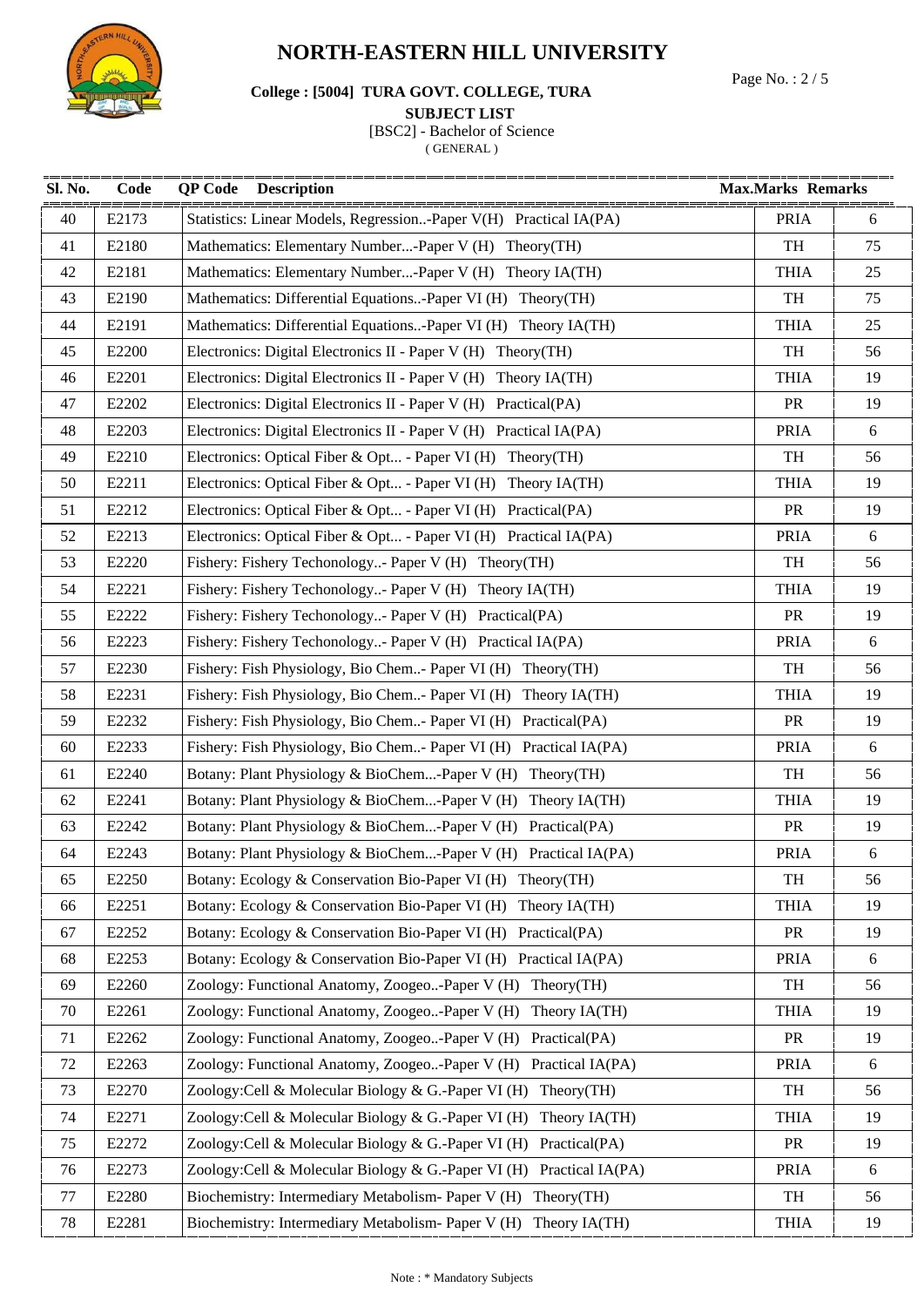# NORTH-EASTERN HILL UNIVERSITY

**College : [5004] TURA GOVT. COLLEGE, TURA**

**SUBJECT LIST**

[BSC2] - Bachelor of Science

( GENERAL )

| Sl. No. | Code | QP Code Description | Max.Marks | Remarks |
|---|---|---|---|---|
| 40 | E2173 | Statistics: Linear Models, Regression..-Paper V(H) Practical IA(PA) | PRIA | 6 |
| 41 | E2180 | Mathematics: Elementary Number...-Paper V (H) Theory(TH) | TH | 75 |
| 42 | E2181 | Mathematics: Elementary Number...-Paper V (H) Theory IA(TH) | THIA | 25 |
| 43 | E2190 | Mathematics: Differential Equations..-Paper VI (H) Theory(TH) | TH | 75 |
| 44 | E2191 | Mathematics: Differential Equations..-Paper VI (H) Theory IA(TH) | THIA | 25 |
| 45 | E2200 | Electronics: Digital Electronics II - Paper V (H) Theory(TH) | TH | 56 |
| 46 | E2201 | Electronics: Digital Electronics II - Paper V (H) Theory IA(TH) | THIA | 19 |
| 47 | E2202 | Electronics: Digital Electronics II - Paper V (H) Practical(PA) | PR | 19 |
| 48 | E2203 | Electronics: Digital Electronics II - Paper V (H) Practical IA(PA) | PRIA | 6 |
| 49 | E2210 | Electronics: Optical Fiber & Opt... - Paper VI (H) Theory(TH) | TH | 56 |
| 50 | E2211 | Electronics: Optical Fiber & Opt... - Paper VI (H) Theory IA(TH) | THIA | 19 |
| 51 | E2212 | Electronics: Optical Fiber & Opt... - Paper VI (H) Practical(PA) | PR | 19 |
| 52 | E2213 | Electronics: Optical Fiber & Opt... - Paper VI (H) Practical IA(PA) | PRIA | 6 |
| 53 | E2220 | Fishery: Fishery Techonology..- Paper V (H) Theory(TH) | TH | 56 |
| 54 | E2221 | Fishery: Fishery Techonology..- Paper V (H) Theory IA(TH) | THIA | 19 |
| 55 | E2222 | Fishery: Fishery Techonology..- Paper V (H) Practical(PA) | PR | 19 |
| 56 | E2223 | Fishery: Fishery Techonology..- Paper V (H) Practical IA(PA) | PRIA | 6 |
| 57 | E2230 | Fishery: Fish Physiology, Bio Chem..- Paper VI (H) Theory(TH) | TH | 56 |
| 58 | E2231 | Fishery: Fish Physiology, Bio Chem..- Paper VI (H) Theory IA(TH) | THIA | 19 |
| 59 | E2232 | Fishery: Fish Physiology, Bio Chem..- Paper VI (H) Practical(PA) | PR | 19 |
| 60 | E2233 | Fishery: Fish Physiology, Bio Chem..- Paper VI (H) Practical IA(PA) | PRIA | 6 |
| 61 | E2240 | Botany: Plant Physiology & BioChem...-Paper V (H) Theory(TH) | TH | 56 |
| 62 | E2241 | Botany: Plant Physiology & BioChem...-Paper V (H) Theory IA(TH) | THIA | 19 |
| 63 | E2242 | Botany: Plant Physiology & BioChem...-Paper V (H) Practical(PA) | PR | 19 |
| 64 | E2243 | Botany: Plant Physiology & BioChem...-Paper V (H) Practical IA(PA) | PRIA | 6 |
| 65 | E2250 | Botany: Ecology & Conservation Bio-Paper VI (H) Theory(TH) | TH | 56 |
| 66 | E2251 | Botany: Ecology & Conservation Bio-Paper VI (H) Theory IA(TH) | THIA | 19 |
| 67 | E2252 | Botany: Ecology & Conservation Bio-Paper VI (H) Practical(PA) | PR | 19 |
| 68 | E2253 | Botany: Ecology & Conservation Bio-Paper VI (H) Practical IA(PA) | PRIA | 6 |
| 69 | E2260 | Zoology: Functional Anatomy, Zoogeo..-Paper V (H) Theory(TH) | TH | 56 |
| 70 | E2261 | Zoology: Functional Anatomy, Zoogeo..-Paper V (H) Theory IA(TH) | THIA | 19 |
| 71 | E2262 | Zoology: Functional Anatomy, Zoogeo..-Paper V (H) Practical(PA) | PR | 19 |
| 72 | E2263 | Zoology: Functional Anatomy, Zoogeo..-Paper V (H) Practical IA(PA) | PRIA | 6 |
| 73 | E2270 | Zoology:Cell & Molecular Biology & G.-Paper VI (H) Theory(TH) | TH | 56 |
| 74 | E2271 | Zoology:Cell & Molecular Biology & G.-Paper VI (H) Theory IA(TH) | THIA | 19 |
| 75 | E2272 | Zoology:Cell & Molecular Biology & G.-Paper VI (H) Practical(PA) | PR | 19 |
| 76 | E2273 | Zoology:Cell & Molecular Biology & G.-Paper VI (H) Practical IA(PA) | PRIA | 6 |
| 77 | E2280 | Biochemistry: Intermediary Metabolism- Paper V (H) Theory(TH) | TH | 56 |
| 78 | E2281 | Biochemistry: Intermediary Metabolism- Paper V (H) Theory IA(TH) | THIA | 19 |

Note : * Mandatory Subjects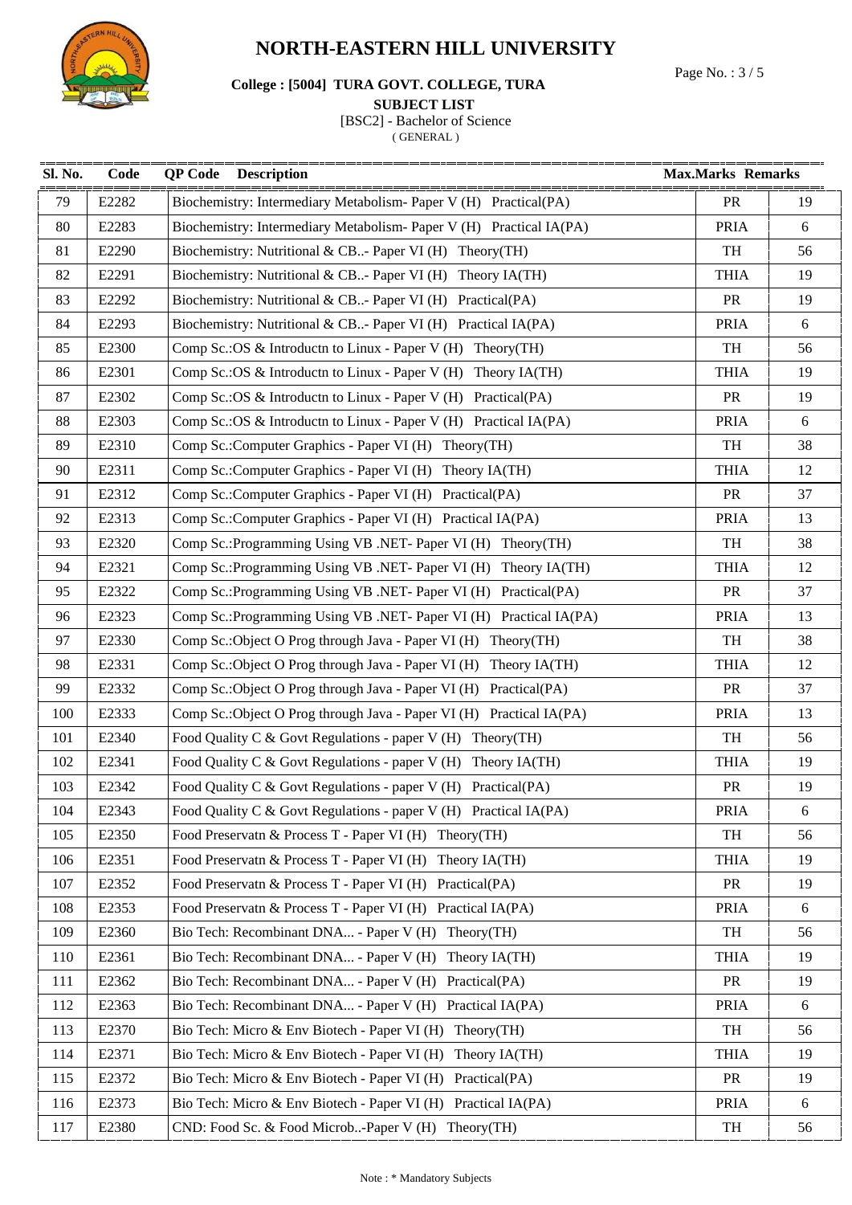# NORTH-EASTERN HILL UNIVERSITY

**College : [5004] TURA GOVT. COLLEGE, TURA**

**SUBJECT LIST**

[BSC2] - Bachelor of Science

( GENERAL )

| Sl. No. | Code | QP Code Description | Max.Marks | Remarks |
|---|---|---|---|---|
| 79 | E2282 | Biochemistry: Intermediary Metabolism- Paper V (H) Practical(PA) | PR | 19 |
| 80 | E2283 | Biochemistry: Intermediary Metabolism- Paper V (H) Practical IA(PA) | PRIA | 6 |
| 81 | E2290 | Biochemistry: Nutritional & CB..- Paper VI (H) Theory(TH) | TH | 56 |
| 82 | E2291 | Biochemistry: Nutritional & CB..- Paper VI (H) Theory IA(TH) | THIA | 19 |
| 83 | E2292 | Biochemistry: Nutritional & CB..- Paper VI (H) Practical(PA) | PR | 19 |
| 84 | E2293 | Biochemistry: Nutritional & CB..- Paper VI (H) Practical IA(PA) | PRIA | 6 |
| 85 | E2300 | Comp Sc.:OS & Introductn to Linux - Paper V (H) Theory(TH) | TH | 56 |
| 86 | E2301 | Comp Sc.:OS & Introductn to Linux - Paper V (H) Theory IA(TH) | THIA | 19 |
| 87 | E2302 | Comp Sc.:OS & Introductn to Linux - Paper V (H) Practical(PA) | PR | 19 |
| 88 | E2303 | Comp Sc.:OS & Introductn to Linux - Paper V (H) Practical IA(PA) | PRIA | 6 |
| 89 | E2310 | Comp Sc.:Computer Graphics - Paper VI (H) Theory(TH) | TH | 38 |
| 90 | E2311 | Comp Sc.:Computer Graphics - Paper VI (H) Theory IA(TH) | THIA | 12 |
| 91 | E2312 | Comp Sc.:Computer Graphics - Paper VI (H) Practical(PA) | PR | 37 |
| 92 | E2313 | Comp Sc.:Computer Graphics - Paper VI (H) Practical IA(PA) | PRIA | 13 |
| 93 | E2320 | Comp Sc.:Programming Using VB .NET- Paper VI (H) Theory(TH) | TH | 38 |
| 94 | E2321 | Comp Sc.:Programming Using VB .NET- Paper VI (H) Theory IA(TH) | THIA | 12 |
| 95 | E2322 | Comp Sc.:Programming Using VB .NET- Paper VI (H) Practical(PA) | PR | 37 |
| 96 | E2323 | Comp Sc.:Programming Using VB .NET- Paper VI (H) Practical IA(PA) | PRIA | 13 |
| 97 | E2330 | Comp Sc.:Object O Prog through Java - Paper VI (H) Theory(TH) | TH | 38 |
| 98 | E2331 | Comp Sc.:Object O Prog through Java - Paper VI (H) Theory IA(TH) | THIA | 12 |
| 99 | E2332 | Comp Sc.:Object O Prog through Java - Paper VI (H) Practical(PA) | PR | 37 |
| 100 | E2333 | Comp Sc.:Object O Prog through Java - Paper VI (H) Practical IA(PA) | PRIA | 13 |
| 101 | E2340 | Food Quality C & Govt Regulations - paper V (H) Theory(TH) | TH | 56 |
| 102 | E2341 | Food Quality C & Govt Regulations - paper V (H) Theory IA(TH) | THIA | 19 |
| 103 | E2342 | Food Quality C & Govt Regulations - paper V (H) Practical(PA) | PR | 19 |
| 104 | E2343 | Food Quality C & Govt Regulations - paper V (H) Practical IA(PA) | PRIA | 6 |
| 105 | E2350 | Food Preservatn & Process T - Paper VI (H) Theory(TH) | TH | 56 |
| 106 | E2351 | Food Preservatn & Process T - Paper VI (H) Theory IA(TH) | THIA | 19 |
| 107 | E2352 | Food Preservatn & Process T - Paper VI (H) Practical(PA) | PR | 19 |
| 108 | E2353 | Food Preservatn & Process T - Paper VI (H) Practical IA(PA) | PRIA | 6 |
| 109 | E2360 | Bio Tech: Recombinant DNA... - Paper V (H) Theory(TH) | TH | 56 |
| 110 | E2361 | Bio Tech: Recombinant DNA... - Paper V (H) Theory IA(TH) | THIA | 19 |
| 111 | E2362 | Bio Tech: Recombinant DNA... - Paper V (H) Practical(PA) | PR | 19 |
| 112 | E2363 | Bio Tech: Recombinant DNA... - Paper V (H) Practical IA(PA) | PRIA | 6 |
| 113 | E2370 | Bio Tech: Micro & Env Biotech - Paper VI (H) Theory(TH) | TH | 56 |
| 114 | E2371 | Bio Tech: Micro & Env Biotech - Paper VI (H) Theory IA(TH) | THIA | 19 |
| 115 | E2372 | Bio Tech: Micro & Env Biotech - Paper VI (H) Practical(PA) | PR | 19 |
| 116 | E2373 | Bio Tech: Micro & Env Biotech - Paper VI (H) Practical IA(PA) | PRIA | 6 |
| 117 | E2380 | CND: Food Sc. & Food Microb..-Paper V (H) Theory(TH) | TH | 56 |

Note : * Mandatory Subjects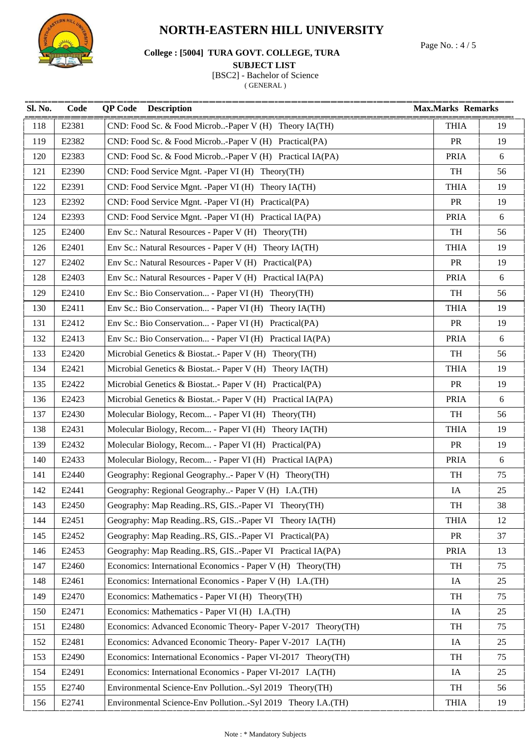# NORTH-EASTERN HILL UNIVERSITY

**College : [5004] TURA GOVT. COLLEGE, TURA**

**SUBJECT LIST**

[BSC2] - Bachelor of Science

( GENERAL )

| Sl. No. | Code | QP Code Description | Max.Marks | Remarks |
|---|---|---|---|---|
| 118 | E2381 | CND: Food Sc. & Food Microb..-Paper V (H) Theory IA(TH) | THIA | 19 |
| 119 | E2382 | CND: Food Sc. & Food Microb..-Paper V (H) Practical(PA) | PR | 19 |
| 120 | E2383 | CND: Food Sc. & Food Microb..-Paper V (H) Practical IA(PA) | PRIA | 6 |
| 121 | E2390 | CND: Food Service Mgnt. -Paper VI (H) Theory(TH) | TH | 56 |
| 122 | E2391 | CND: Food Service Mgnt. -Paper VI (H) Theory IA(TH) | THIA | 19 |
| 123 | E2392 | CND: Food Service Mgnt. -Paper VI (H) Practical(PA) | PR | 19 |
| 124 | E2393 | CND: Food Service Mgnt. -Paper VI (H) Practical IA(PA) | PRIA | 6 |
| 125 | E2400 | Env Sc.: Natural Resources - Paper V (H) Theory(TH) | TH | 56 |
| 126 | E2401 | Env Sc.: Natural Resources - Paper V (H) Theory IA(TH) | THIA | 19 |
| 127 | E2402 | Env Sc.: Natural Resources - Paper V (H) Practical(PA) | PR | 19 |
| 128 | E2403 | Env Sc.: Natural Resources - Paper V (H) Practical IA(PA) | PRIA | 6 |
| 129 | E2410 | Env Sc.: Bio Conservation... - Paper VI (H) Theory(TH) | TH | 56 |
| 130 | E2411 | Env Sc.: Bio Conservation... - Paper VI (H) Theory IA(TH) | THIA | 19 |
| 131 | E2412 | Env Sc.: Bio Conservation... - Paper VI (H) Practical(PA) | PR | 19 |
| 132 | E2413 | Env Sc.: Bio Conservation... - Paper VI (H) Practical IA(PA) | PRIA | 6 |
| 133 | E2420 | Microbial Genetics & Biostat..- Paper V (H) Theory(TH) | TH | 56 |
| 134 | E2421 | Microbial Genetics & Biostat..- Paper V (H) Theory IA(TH) | THIA | 19 |
| 135 | E2422 | Microbial Genetics & Biostat..- Paper V (H) Practical(PA) | PR | 19 |
| 136 | E2423 | Microbial Genetics & Biostat..- Paper V (H) Practical IA(PA) | PRIA | 6 |
| 137 | E2430 | Molecular Biology, Recom... - Paper VI (H) Theory(TH) | TH | 56 |
| 138 | E2431 | Molecular Biology, Recom... - Paper VI (H) Theory IA(TH) | THIA | 19 |
| 139 | E2432 | Molecular Biology, Recom... - Paper VI (H) Practical(PA) | PR | 19 |
| 140 | E2433 | Molecular Biology, Recom... - Paper VI (H) Practical IA(PA) | PRIA | 6 |
| 141 | E2440 | Geography: Regional Geography..- Paper V (H) Theory(TH) | TH | 75 |
| 142 | E2441 | Geography: Regional Geography..- Paper V (H) I.A.(TH) | IA | 25 |
| 143 | E2450 | Geography: Map Reading..RS, GIS..-Paper VI Theory(TH) | TH | 38 |
| 144 | E2451 | Geography: Map Reading..RS, GIS..-Paper VI Theory IA(TH) | THIA | 12 |
| 145 | E2452 | Geography: Map Reading..RS, GIS..-Paper VI Practical(PA) | PR | 37 |
| 146 | E2453 | Geography: Map Reading..RS, GIS..-Paper VI Practical IA(PA) | PRIA | 13 |
| 147 | E2460 | Economics: International Economics - Paper V (H) Theory(TH) | TH | 75 |
| 148 | E2461 | Economics: International Economics - Paper V (H) I.A.(TH) | IA | 25 |
| 149 | E2470 | Economics: Mathematics - Paper VI (H) Theory(TH) | TH | 75 |
| 150 | E2471 | Economics: Mathematics - Paper VI (H) I.A.(TH) | IA | 25 |
| 151 | E2480 | Economics: Advanced Economic Theory- Paper V-2017 Theory(TH) | TH | 75 |
| 152 | E2481 | Economics: Advanced Economic Theory- Paper V-2017 I.A(TH) | IA | 25 |
| 153 | E2490 | Economics: International Economics - Paper VI-2017 Theory(TH) | TH | 75 |
| 154 | E2491 | Economics: International Economics - Paper VI-2017 I.A(TH) | IA | 25 |
| 155 | E2740 | Environmental Science-Env Pollution..-Syl 2019 Theory(TH) | TH | 56 |
| 156 | E2741 | Environmental Science-Env Pollution..-Syl 2019 Theory I.A.(TH) | THIA | 19 |

Note : * Mandatory Subjects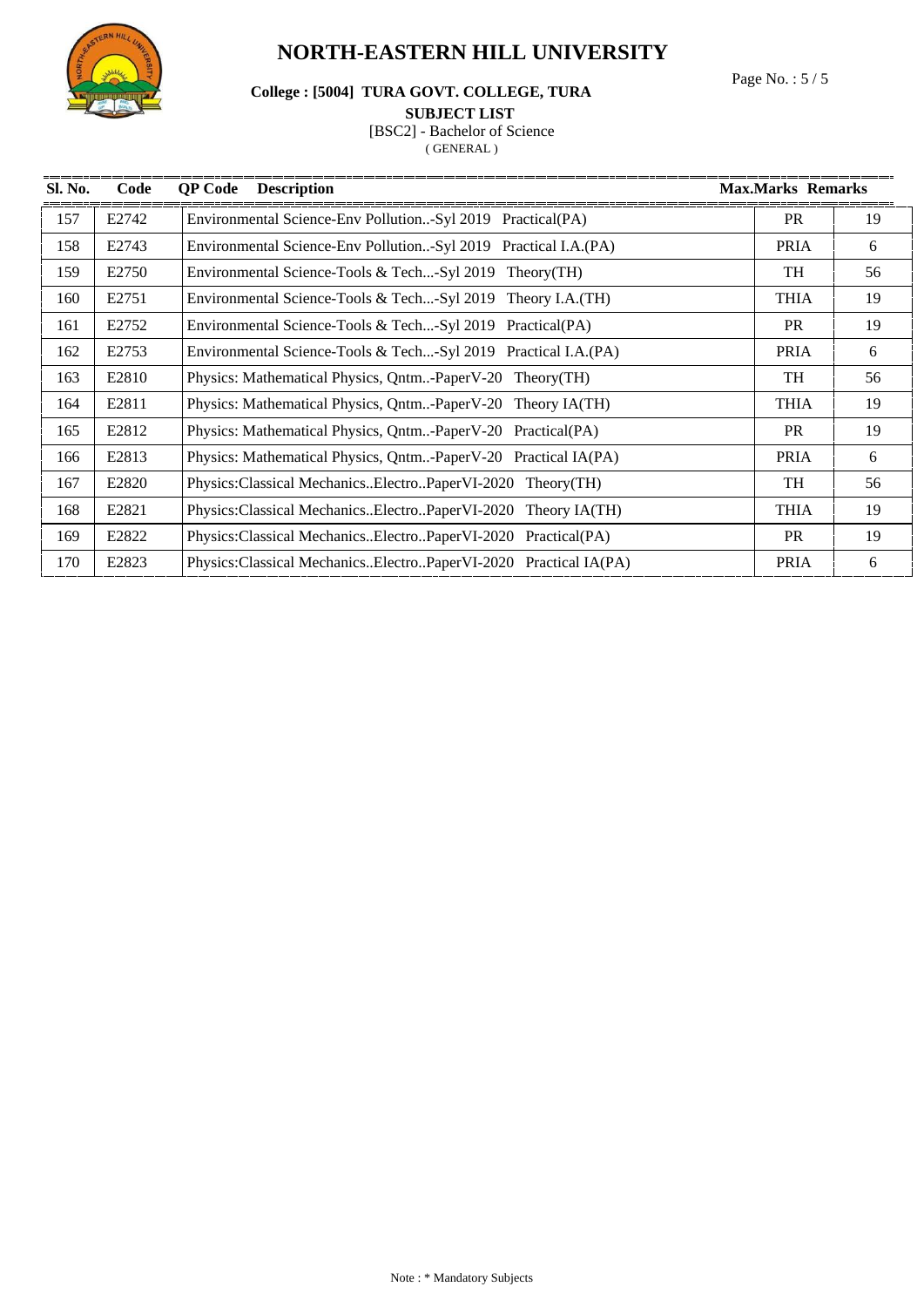# NORTH-EASTERN HILL UNIVERSITY

**College : [5004] TURA GOVT. COLLEGE, TURA**

**SUBJECT LIST**

[BSC2] - Bachelor of Science

( GENERAL )

| Sl. No. | Code | QP Code Description | Max.Marks | Remarks |
|---|---|---|---|---|
| 157 | E2742 | Environmental Science-Env Pollution..-Syl 2019 Practical(PA) | PR | 19 |
| 158 | E2743 | Environmental Science-Env Pollution..-Syl 2019 Practical I.A.(PA) | PRIA | 6 |
| 159 | E2750 | Environmental Science-Tools & Tech...-Syl 2019 Theory(TH) | TH | 56 |
| 160 | E2751 | Environmental Science-Tools & Tech...-Syl 2019 Theory I.A.(TH) | THIA | 19 |
| 161 | E2752 | Environmental Science-Tools & Tech...-Syl 2019 Practical(PA) | PR | 19 |
| 162 | E2753 | Environmental Science-Tools & Tech...-Syl 2019 Practical I.A.(PA) | PRIA | 6 |
| 163 | E2810 | Physics: Mathematical Physics, Qntm..-PaperV-20 Theory(TH) | TH | 56 |
| 164 | E2811 | Physics: Mathematical Physics, Qntm..-PaperV-20 Theory IA(TH) | THIA | 19 |
| 165 | E2812 | Physics: Mathematical Physics, Qntm..-PaperV-20 Practical(PA) | PR | 19 |
| 166 | E2813 | Physics: Mathematical Physics, Qntm..-PaperV-20 Practical IA(PA) | PRIA | 6 |
| 167 | E2820 | Physics:Classical Mechanics..Electro..PaperVI-2020 Theory(TH) | TH | 56 |
| 168 | E2821 | Physics:Classical Mechanics..Electro..PaperVI-2020 Theory IA(TH) | THIA | 19 |
| 169 | E2822 | Physics:Classical Mechanics..Electro..PaperVI-2020 Practical(PA) | PR | 19 |
| 170 | E2823 | Physics:Classical Mechanics..Electro..PaperVI-2020 Practical IA(PA) | PRIA | 6 |

Note : * Mandatory Subjects